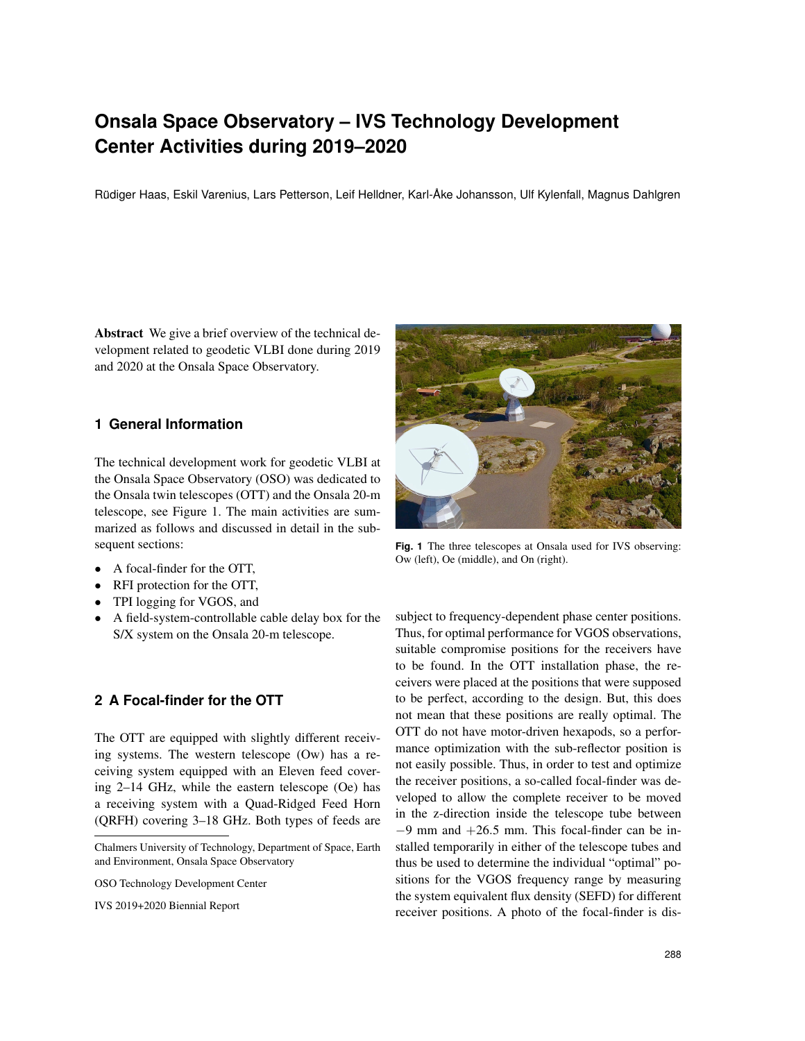# Onsala Space Observatory – IVS Technology Development Center Activities during 2019–2020

Rüdiger Haas, Eskil Varenius, Lars Petterson, Leif Helldner, Karl-Åke Johansson, Ulf Kylenfall, Magnus Dahlgren

Chalmers University of Technology, Department of Space, Earth and Environment, Onsala Space Observatory

OSO Technology Development Center

IVS 2019+2020 Biennial Report

**Abstract** We give a brief overview of the technical development related to geodetic VLBI done during 2019 and 2020 at the Onsala Space Observatory.

## 1 General Information

The technical development work for geodetic VLBI at the Onsala Space Observatory (OSO) was dedicated to the Onsala twin telescopes (OTT) and the Onsala 20-m telescope, see Figure 1. The main activities are summarized as follows and discussed in detail in the subsequent sections:

- A focal-finder for the OTT,
- RFI protection for the OTT,
- TPI logging for VGOS, and
- A field-system-controllable cable delay box for the S/X system on the Onsala 20-m telescope.

**Fig. 1** The three telescopes at Onsala used for IVS observing: Ow (left), Oe (middle), and On (right).

## 2 A Focal-finder for the OTT

The OTT are equipped with slightly different receiving systems. The western telescope (Ow) has a receiving system equipped with an Eleven feed covering 2–14 GHz, while the eastern telescope (Oe) has a receiving system with a Quad-Ridged Feed Horn (QRFH) covering 3–18 GHz. Both types of feeds are subject to frequency-dependent phase center positions. Thus, for optimal performance for VGOS observations, suitable compromise positions for the receivers have to be found. In the OTT installation phase, the receivers were placed at the positions that were supposed to be perfect, according to the design. But, this does not mean that these positions are really optimal. The OTT do not have motor-driven hexapods, so a performance optimization with the sub-reflector position is not easily possible. Thus, in order to test and optimize the receiver positions, a so-called focal-finder was developed to allow the complete receiver to be moved in the z-direction inside the telescope tube between $-9$ mm and $+26.5$ mm. This focal-finder can be installed temporarily in either of the telescope tubes and thus be used to determine the individual "optimal" positions for the VGOS frequency range by measuring the system equivalent flux density (SEFD) for different receiver positions. A photo of the focal-finder is dis-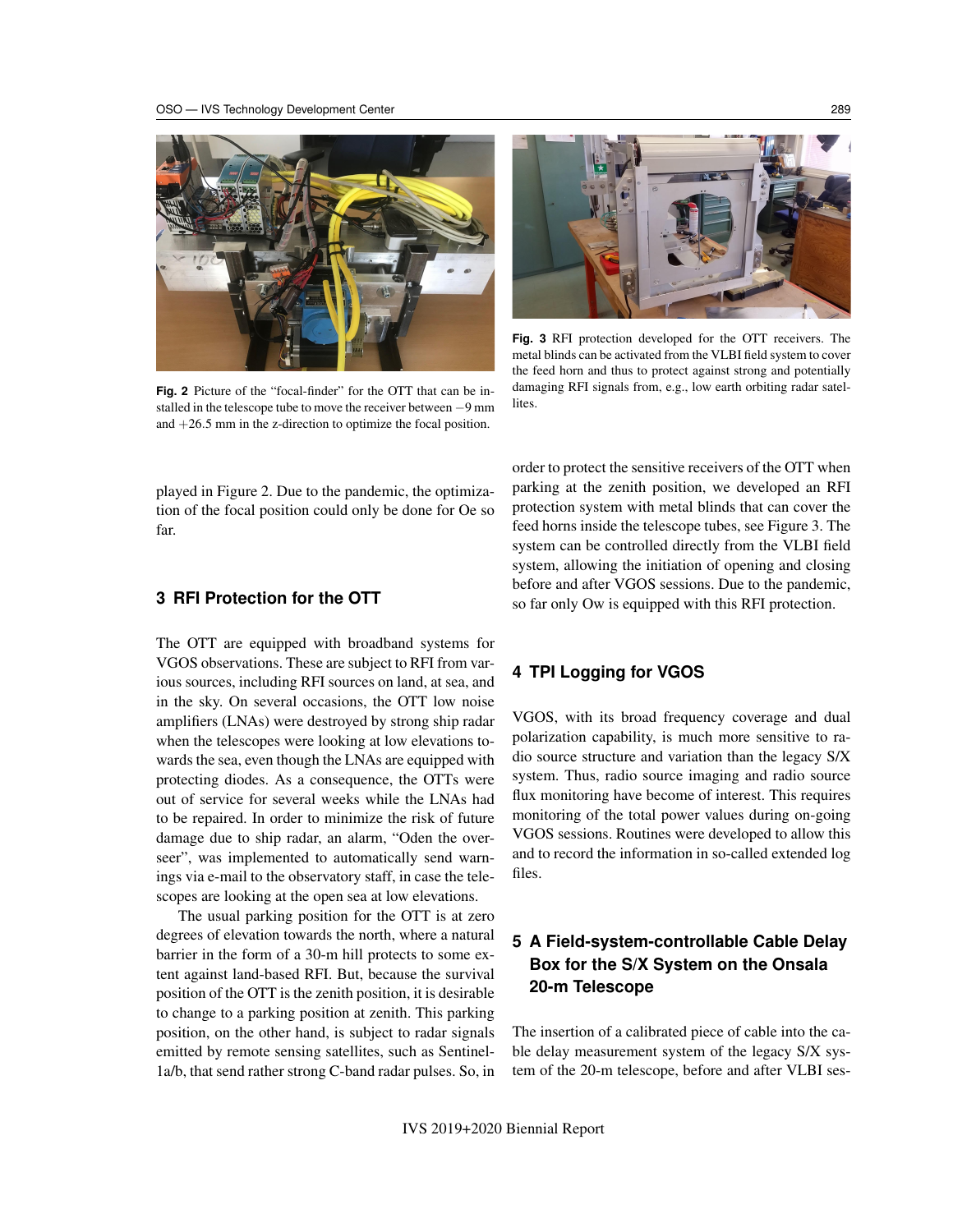Fig. 2 Picture of the "focal-finder" for the OTT that can be installed in the telescope tube to move the receiver between −9 mm and +26.5 mm in the z-direction to optimize the focal position.

Fig. 3 RFI protection developed for the OTT receivers. The metal blinds can be activated from the VLBI field system to cover the feed horn and thus to protect against strong and potentially damaging RFI signals from, e.g., low earth orbiting radar satellites.

played in Figure 2. Due to the pandemic, the optimization of the focal position could only be done for Oe so far.

## 3 RFI Protection for the OTT

The OTT are equipped with broadband systems for VGOS observations. These are subject to RFI from various sources, including RFI sources on land, at sea, and in the sky. On several occasions, the OTT low noise amplifiers (LNAs) were destroyed by strong ship radar when the telescopes were looking at low elevations towards the sea, even though the LNAs are equipped with protecting diodes. As a consequence, the OTTs were out of service for several weeks while the LNAs had to be repaired. In order to minimize the risk of future damage due to ship radar, an alarm, "Oden the overseer", was implemented to automatically send warnings via e-mail to the observatory staff, in case the telescopes are looking at the open sea at low elevations.

The usual parking position for the OTT is at zero degrees of elevation towards the north, where a natural barrier in the form of a 30-m hill protects to some extent against land-based RFI. But, because the survival position of the OTT is the zenith position, it is desirable to change to a parking position at zenith. This parking position, on the other hand, is subject to radar signals emitted by remote sensing satellites, such as Sentinel-1a/b, that send rather strong C-band radar pulses. So, in order to protect the sensitive receivers of the OTT when parking at the zenith position, we developed an RFI protection system with metal blinds that can cover the feed horns inside the telescope tubes, see Figure 3. The system can be controlled directly from the VLBI field system, allowing the initiation of opening and closing before and after VGOS sessions. Due to the pandemic, so far only Ow is equipped with this RFI protection.

## 4 TPI Logging for VGOS

VGOS, with its broad frequency coverage and dual polarization capability, is much more sensitive to radio source structure and variation than the legacy S/X system. Thus, radio source imaging and radio source flux monitoring have become of interest. This requires monitoring of the total power values during on-going VGOS sessions. Routines were developed to allow this and to record the information in so-called extended log files.

## 5 A Field-system-controllable Cable Delay Box for the S/X System on the Onsala 20-m Telescope

The insertion of a calibrated piece of cable into the cable delay measurement system of the legacy S/X system of the 20-m telescope, before and after VLBI ses-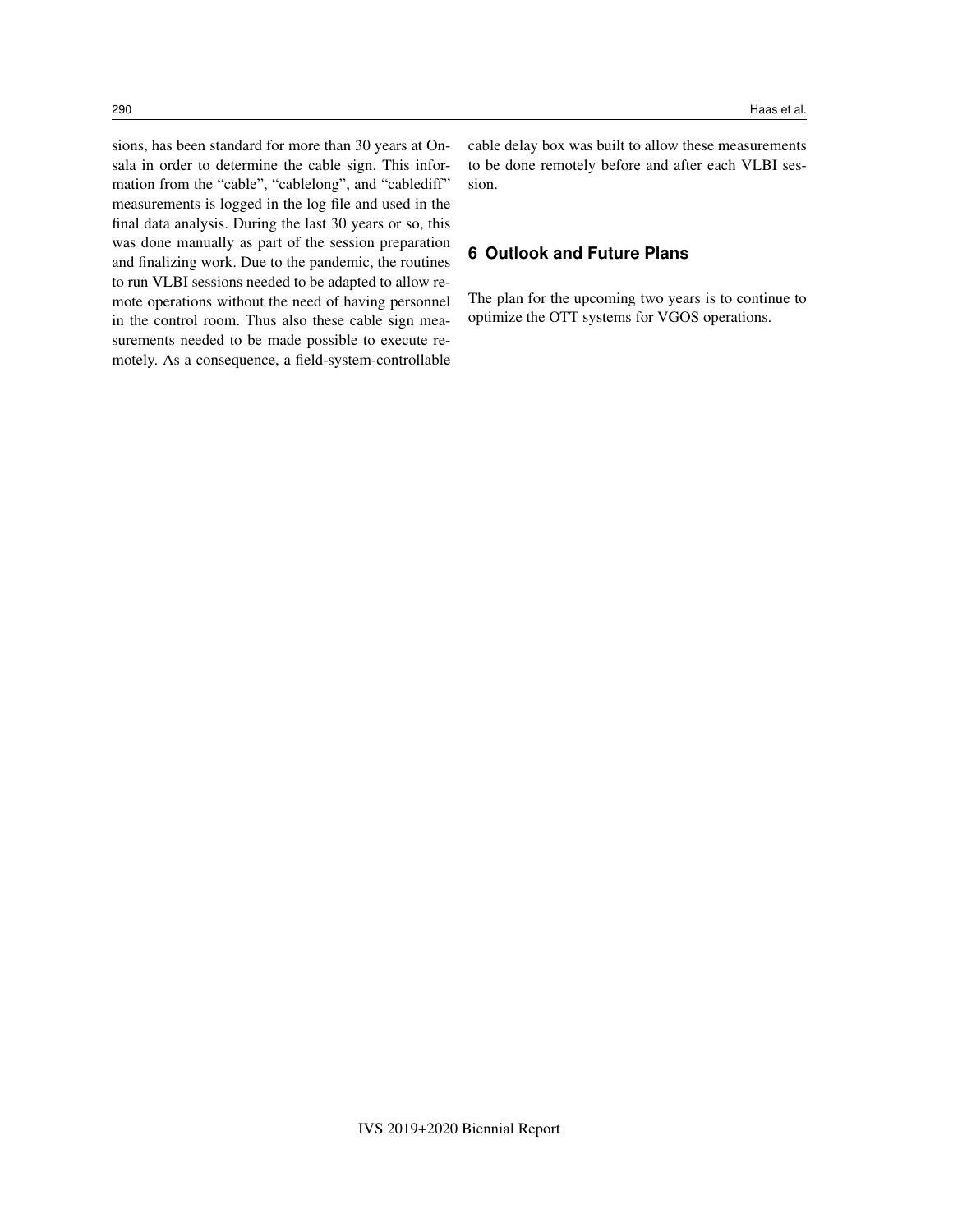sions, has been standard for more than 30 years at Onsala in order to determine the cable sign. This information from the "cable", "cablelong", and "cablediff" measurements is logged in the log file and used in the final data analysis. During the last 30 years or so, this was done manually as part of the session preparation and finalizing work. Due to the pandemic, the routines to run VLBI sessions needed to be adapted to allow remote operations without the need of having personnel in the control room. Thus also these cable sign measurements needed to be made possible to execute remotely. As a consequence, a field-system-controllable cable delay box was built to allow these measurements to be done remotely before and after each VLBI session.

## 6 Outlook and Future Plans

The plan for the upcoming two years is to continue to optimize the OTT systems for VGOS operations.